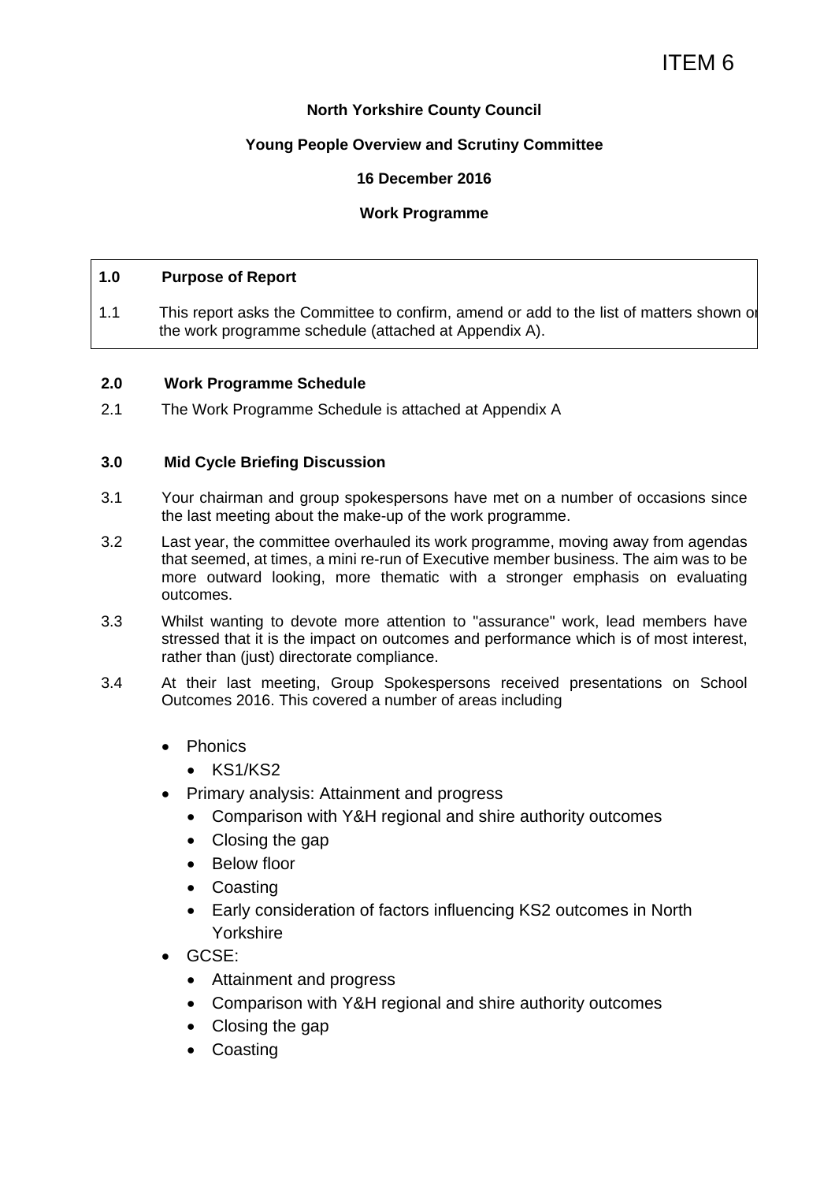ITEM 6

**North Yorkshire County Council**

**Young People Overview and Scrutiny Committee**

**16 December 2016**

**Work Programme**

## 1.0 Purpose of Report

1.1 This report asks the Committee to confirm, amend or add to the list of matters shown on the work programme schedule (attached at Appendix A).

## 2.0 Work Programme Schedule

2.1 The Work Programme Schedule is attached at Appendix A

## 3.0 Mid Cycle Briefing Discussion

3.1 Your chairman and group spokespersons have met on a number of occasions since the last meeting about the make-up of the work programme.

3.2 Last year, the committee overhauled its work programme, moving away from agendas that seemed, at times, a mini re-run of Executive member business. The aim was to be more outward looking, more thematic with a stronger emphasis on evaluating outcomes.

3.3 Whilst wanting to devote more attention to "assurance" work, lead members have stressed that it is the impact on outcomes and performance which is of most interest, rather than (just) directorate compliance.

3.4 At their last meeting, Group Spokespersons received presentations on School Outcomes 2016. This covered a number of areas including

- Phonics
  - KS1/KS2
- Primary analysis: Attainment and progress
  - Comparison with Y&H regional and shire authority outcomes
  - Closing the gap
  - Below floor
  - Coasting
  - Early consideration of factors influencing KS2 outcomes in North Yorkshire
- GCSE:
  - Attainment and progress
  - Comparison with Y&H regional and shire authority outcomes
  - Closing the gap
  - Coasting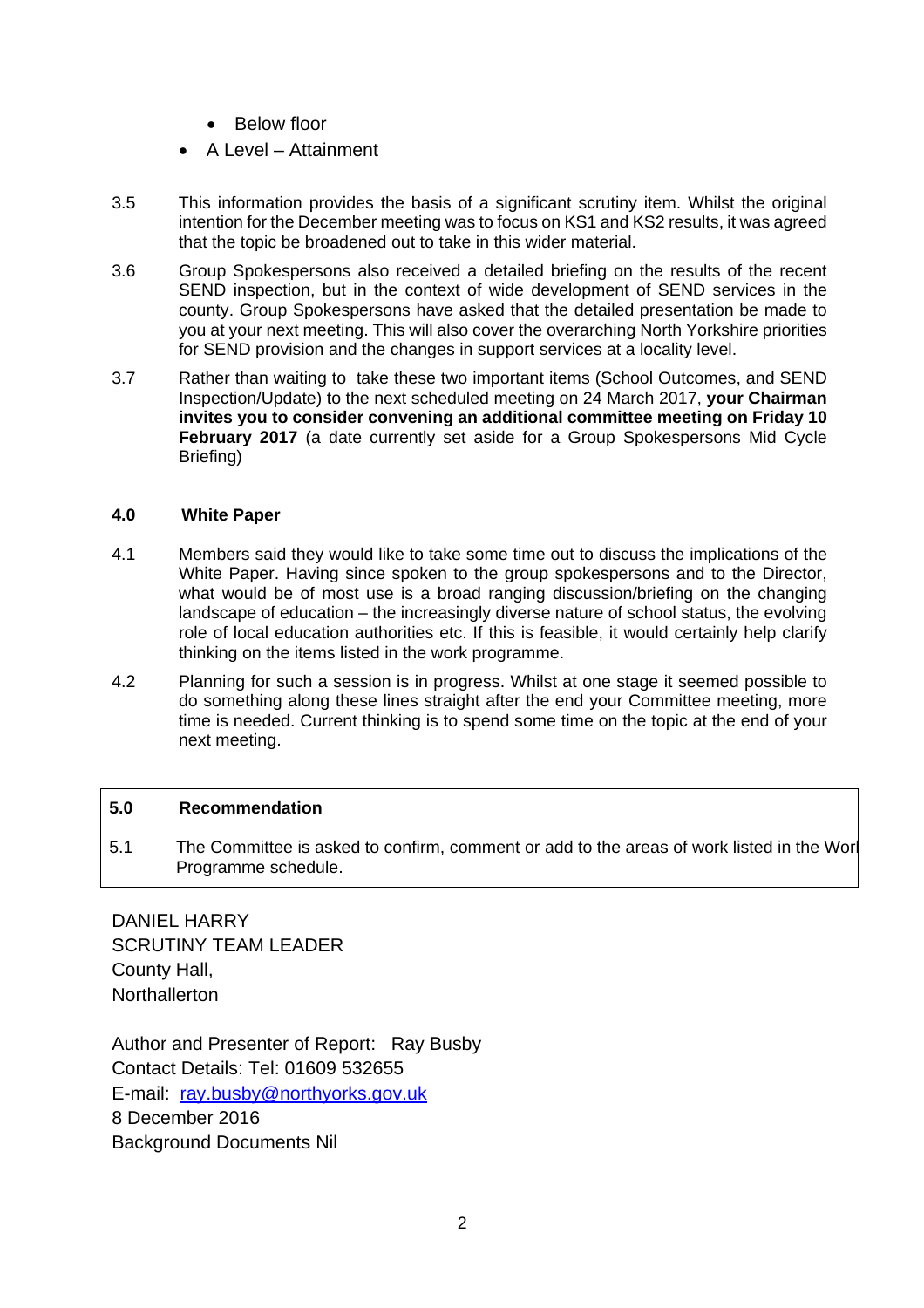- Below floor
- A Level – Attainment

3.5 This information provides the basis of a significant scrutiny item. Whilst the original intention for the December meeting was to focus on KS1 and KS2 results, it was agreed that the topic be broadened out to take in this wider material.

3.6 Group Spokespersons also received a detailed briefing on the results of the recent SEND inspection, but in the context of wide development of SEND services in the county. Group Spokespersons have asked that the detailed presentation be made to you at your next meeting. This will also cover the overarching North Yorkshire priorities for SEND provision and the changes in support services at a locality level.

3.7 Rather than waiting to take these two important items (School Outcomes, and SEND Inspection/Update) to the next scheduled meeting on 24 March 2017, **your Chairman invites you to consider convening an additional committee meeting on Friday 10 February 2017** (a date currently set aside for a Group Spokespersons Mid Cycle Briefing)

**4.0 White Paper**

4.1 Members said they would like to take some time out to discuss the implications of the White Paper. Having since spoken to the group spokespersons and to the Director, what would be of most use is a broad ranging discussion/briefing on the changing landscape of education – the increasingly diverse nature of school status, the evolving role of local education authorities etc. If this is feasible, it would certainly help clarify thinking on the items listed in the work programme.

4.2 Planning for such a session is in progress. Whilst at one stage it seemed possible to do something along these lines straight after the end your Committee meeting, more time is needed. Current thinking is to spend some time on the topic at the end of your next meeting.

**5.0 Recommendation**

5.1 The Committee is asked to confirm, comment or add to the areas of work listed in the Work Programme schedule.

DANIEL HARRY
SCRUTINY TEAM LEADER
County Hall,
Northallerton

Author and Presenter of Report: Ray Busby
Contact Details: Tel: 01609 532655
E-mail: ray.busby@northyorks.gov.uk
8 December 2016
Background Documents Nil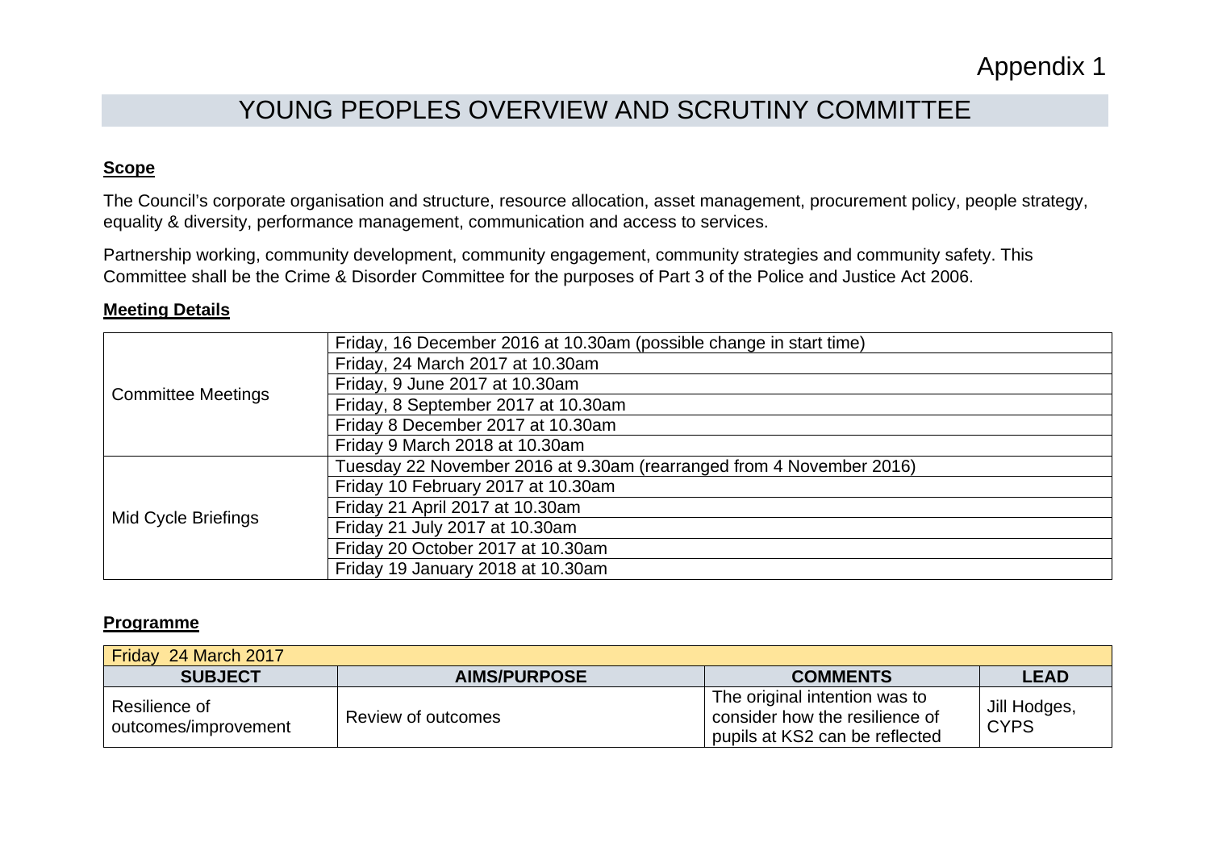Appendix 1

# YOUNG PEOPLES OVERVIEW AND SCRUTINY COMMITTEE

**Scope**

The Council's corporate organisation and structure, resource allocation, asset management, procurement policy, people strategy, equality & diversity, performance management, communication and access to services.

Partnership working, community development, community engagement, community strategies and community safety. This Committee shall be the Crime & Disorder Committee for the purposes of Part 3 of the Police and Justice Act 2006.

**Meeting Details**

| | |
|---|---|
| Committee Meetings | Friday, 16 December 2016 at 10.30am (possible change in start time) |
| | Friday, 24 March 2017 at 10.30am |
| | Friday, 9 June 2017 at 10.30am |
| | Friday, 8 September 2017 at 10.30am |
| | Friday 8 December 2017 at 10.30am |
| | Friday 9 March 2018 at 10.30am |
| Mid Cycle Briefings | Tuesday 22 November 2016 at 9.30am (rearranged from 4 November 2016) |
| | Friday 10 February 2017 at 10.30am |
| | Friday 21 April 2017 at 10.30am |
| | Friday 21 July 2017 at 10.30am |
| | Friday 20 October 2017 at 10.30am |
| | Friday 19 January 2018 at 10.30am |

**Programme**

| Friday 24 March 2017 | | | |
|---|---|---|---|
| **SUBJECT** | **AIMS/PURPOSE** | **COMMENTS** | **LEAD** |
| Resilience of outcomes/improvement | Review of outcomes | The original intention was to consider how the resilience of pupils at KS2 can be reflected | Jill Hodges, CYPS |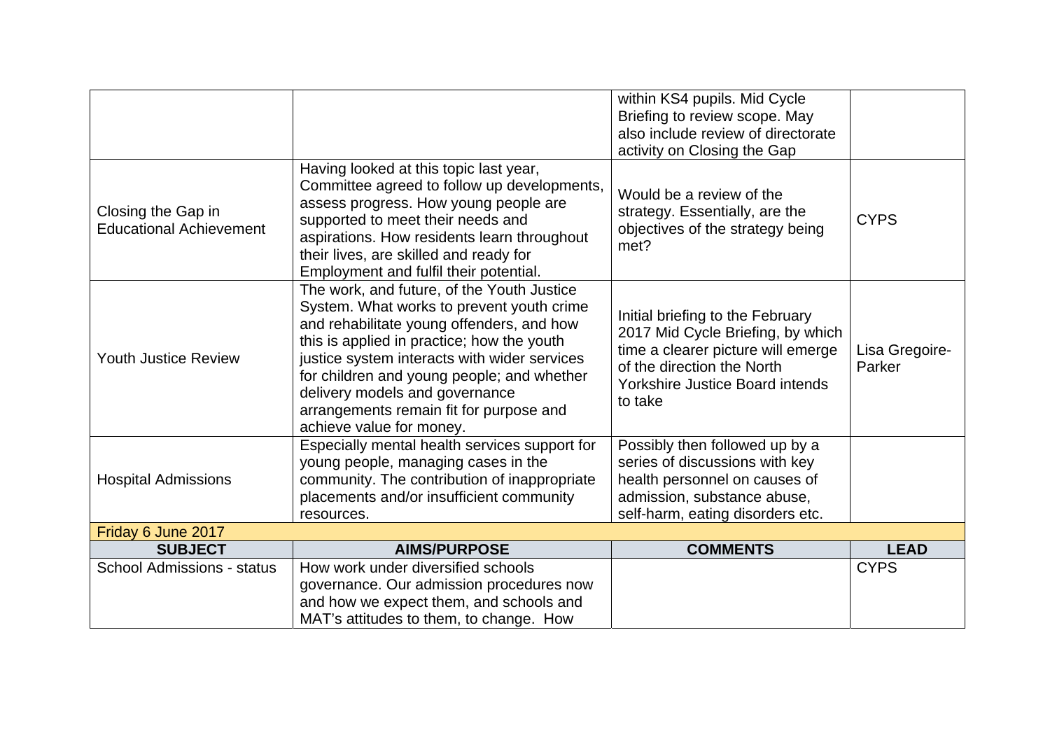| | | within KS4 pupils. Mid Cycle Briefing to review scope. May also include review of directorate activity on Closing the Gap | |
|---|---|---|---|
| Closing the Gap in Educational Achievement | Having looked at this topic last year, Committee agreed to follow up developments, assess progress. How young people are supported to meet their needs and aspirations. How residents learn throughout their lives, are skilled and ready for Employment and fulfil their potential. | Would be a review of the strategy. Essentially, are the objectives of the strategy being met? | CYPS |
| Youth Justice Review | The work, and future, of the Youth Justice System. What works to prevent youth crime and rehabilitate young offenders, and how this is applied in practice; how the youth justice system interacts with wider services for children and young people; and whether delivery models and governance arrangements remain fit for purpose and achieve value for money. | Initial briefing to the February 2017 Mid Cycle Briefing, by which time a clearer picture will emerge of the direction the North Yorkshire Justice Board intends to take | Lisa Gregoire-Parker |
| Hospital Admissions | Especially mental health services support for young people, managing cases in the community. The contribution of inappropriate placements and/or insufficient community resources. | Possibly then followed up by a series of discussions with key health personnel on causes of admission, substance abuse, self-harm, eating disorders etc. | |
| Friday 6 June 2017 | | | |
| **SUBJECT** | **AIMS/PURPOSE** | **COMMENTS** | **LEAD** |
| School Admissions - status | How work under diversified schools governance. Our admission procedures now and how we expect them, and schools and MAT's attitudes to them, to change. How | | CYPS |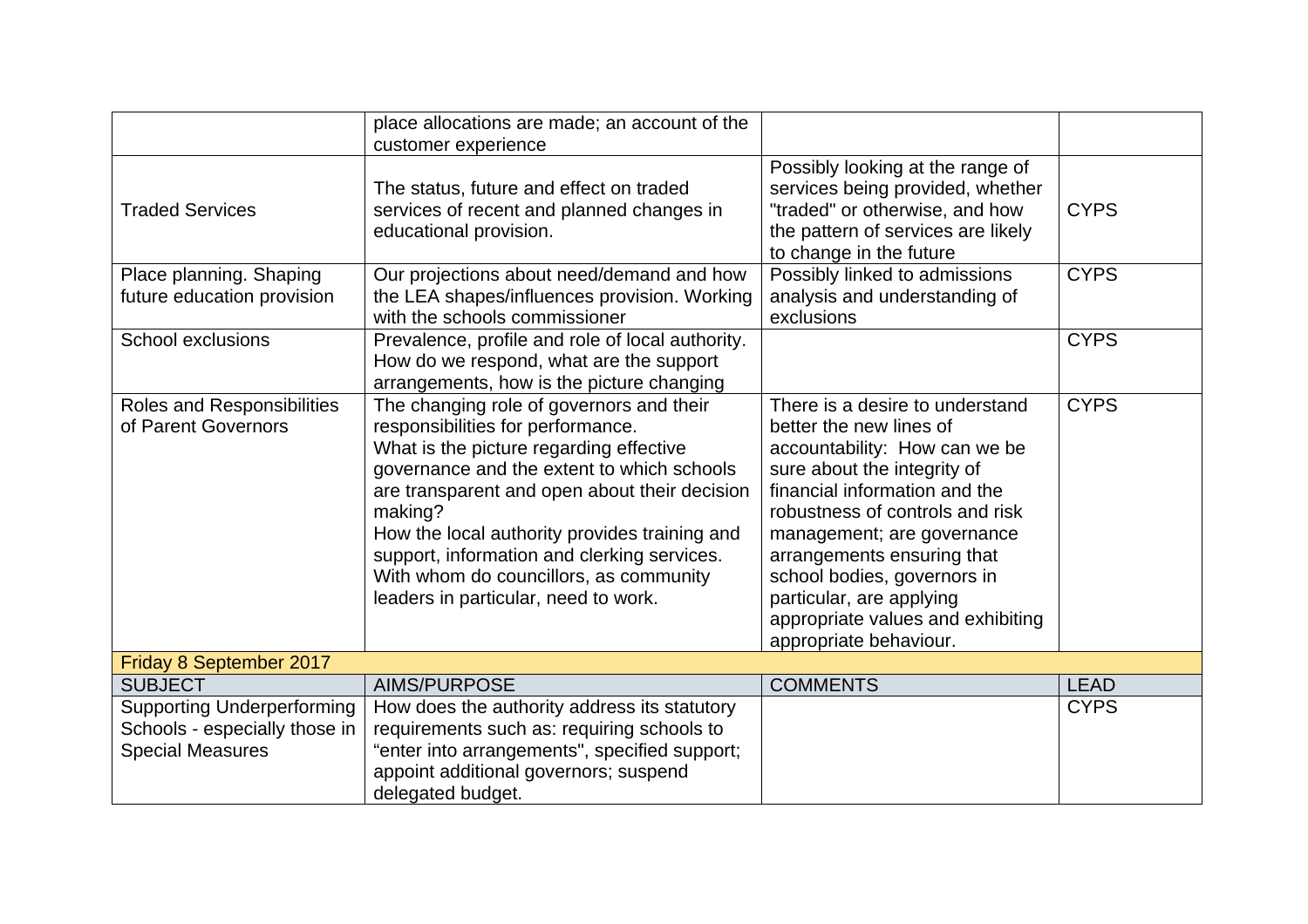| | | | |
|---|---|---|---|
| | place allocations are made; an account of the customer experience | | |
| Traded Services | The status, future and effect on traded services of recent and planned changes in educational provision. | Possibly looking at the range of services being provided, whether "traded" or otherwise, and how the pattern of services are likely to change in the future | CYPS |
| Place planning. Shaping future education provision | Our projections about need/demand and how the LEA shapes/influences provision. Working with the schools commissioner | Possibly linked to admissions analysis and understanding of exclusions | CYPS |
| School exclusions | Prevalence, profile and role of local authority. How do we respond, what are the support arrangements, how is the picture changing | | CYPS |
| Roles and Responsibilities of Parent Governors | The changing role of governors and their responsibilities for performance. What is the picture regarding effective governance and the extent to which schools are transparent and open about their decision making? How the local authority provides training and support, information and clerking services. With whom do councillors, as community leaders in particular, need to work. | There is a desire to understand better the new lines of accountability: How can we be sure about the integrity of financial information and the robustness of controls and risk management; are governance arrangements ensuring that school bodies, governors in particular, are applying appropriate values and exhibiting appropriate behaviour. | CYPS |
| **Friday 8 September 2017** | | | |
| **SUBJECT** | **AIMS/PURPOSE** | **COMMENTS** | **LEAD** |
| Supporting Underperforming Schools - especially those in Special Measures | How does the authority address its statutory requirements such as: requiring schools to "enter into arrangements", specified support; appoint additional governors; suspend delegated budget. | | CYPS |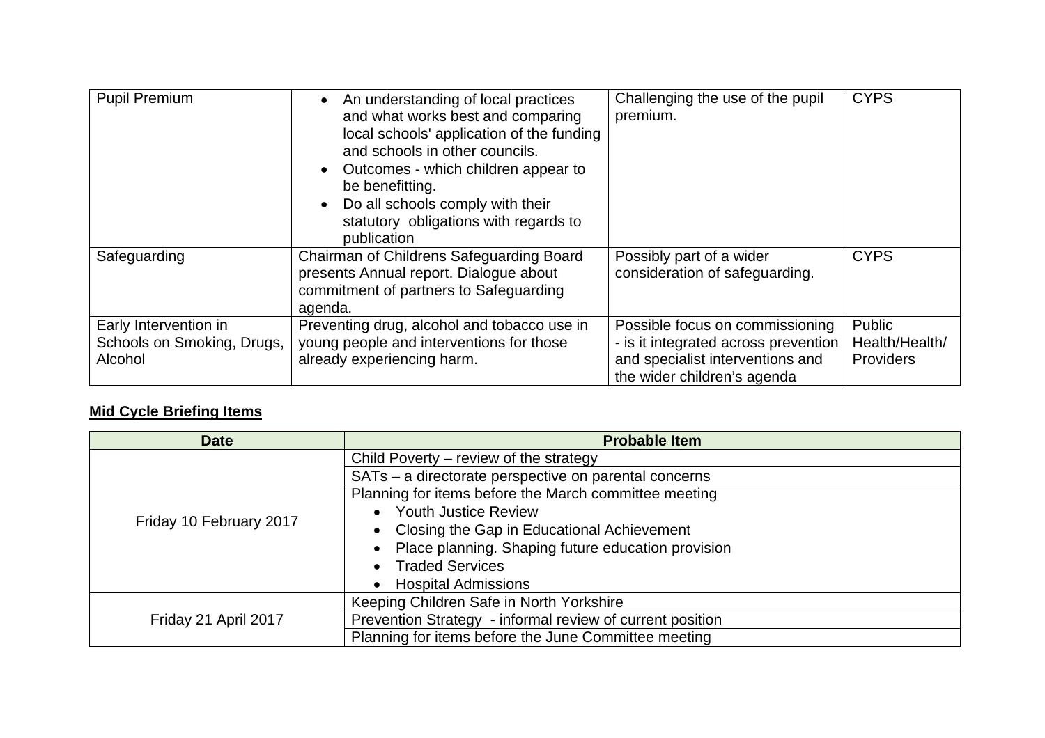| Pupil Premium | <ul><li>An understanding of local practices and what works best and comparing local schools' application of the funding and schools in other councils.</li><li>Outcomes - which children appear to be benefitting.</li><li>Do all schools comply with their statutory obligations with regards to publication</li></ul> | Challenging the use of the pupil premium. | CYPS |
|---|---|---|---|
| Safeguarding | Chairman of Childrens Safeguarding Board presents Annual report. Dialogue about commitment of partners to Safeguarding agenda. | Possibly part of a wider consideration of safeguarding. | CYPS |
| Early Intervention in Schools on Smoking, Drugs, Alcohol | Preventing drug, alcohol and tobacco use in young people and interventions for those already experiencing harm. | Possible focus on commissioning - is it integrated across prevention and specialist interventions and the wider children's agenda | Public Health/Health/ Providers |

**Mid Cycle Briefing Items**

| Date | Probable Item |
|---|---|
| Friday 10 February 2017 | Child Poverty – review of the strategy |
| | SATs – a directorate perspective on parental concerns |
| | Planning for items before the March committee meeting<ul><li>Youth Justice Review</li><li>Closing the Gap in Educational Achievement</li><li>Place planning. Shaping future education provision</li><li>Traded Services</li><li>Hospital Admissions</li></ul> |
| Friday 21 April 2017 | Keeping Children Safe in North Yorkshire |
| | Prevention Strategy - informal review of current position |
| | Planning for items before the June Committee meeting |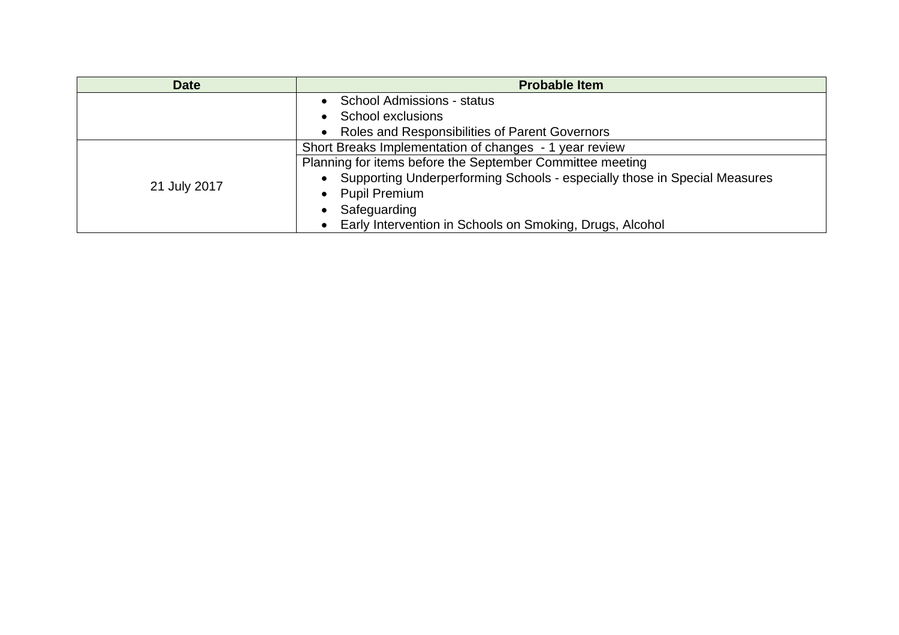| Date | Probable Item |
|---|---|
| | • School Admissions - status<br>• School exclusions<br>• Roles and Responsibilities of Parent Governors |
| 21 July 2017 | Short Breaks Implementation of changes - 1 year review |
| | Planning for items before the September Committee meeting<br>• Supporting Underperforming Schools - especially those in Special Measures<br>• Pupil Premium<br>• Safeguarding<br>• Early Intervention in Schools on Smoking, Drugs, Alcohol |